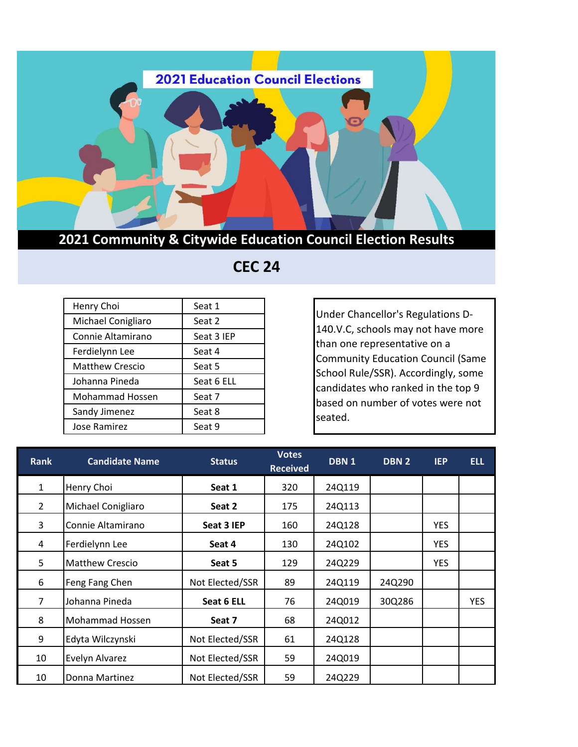# 2021 Education Council Elections

## 2021 Community & Citywide Education Council Election Results

## CEC 24

| | |
|---|---|
| Henry Choi | Seat 1 |
| Michael Conigliaro | Seat 2 |
| Connie Altamirano | Seat 3 IEP |
| Ferdielynn Lee | Seat 4 |
| Matthew Crescio | Seat 5 |
| Johanna Pineda | Seat 6 ELL |
| Mohammad Hossen | Seat 7 |
| Sandy Jimenez | Seat 8 |
| Jose Ramirez | Seat 9 |

Under Chancellor's Regulations D-140.V.C, schools may not have more than one representative on a Community Education Council (Same School Rule/SSR). Accordingly, some candidates who ranked in the top 9 based on number of votes were not seated.

| Rank | Candidate Name | Status | Votes Received | DBN 1 | DBN 2 | IEP | ELL |
|---|---|---|---|---|---|---|---|
| 1 | Henry Choi | **Seat 1** | 320 | 24Q119 | | | |
| 2 | Michael Conigliaro | **Seat 2** | 175 | 24Q113 | | | |
| 3 | Connie Altamirano | **Seat 3 IEP** | 160 | 24Q128 | | YES | |
| 4 | Ferdielynn Lee | **Seat 4** | 130 | 24Q102 | | YES | |
| 5 | Matthew Crescio | **Seat 5** | 129 | 24Q229 | | YES | |
| 6 | Feng Fang Chen | Not Elected/SSR | 89 | 24Q119 | 24Q290 | | |
| 7 | Johanna Pineda | **Seat 6 ELL** | 76 | 24Q019 | 30Q286 | | YES |
| 8 | Mohammad Hossen | **Seat 7** | 68 | 24Q012 | | | |
| 9 | Edyta Wilczynski | Not Elected/SSR | 61 | 24Q128 | | | |
| 10 | Evelyn Alvarez | Not Elected/SSR | 59 | 24Q019 | | | |
| 10 | Donna Martinez | Not Elected/SSR | 59 | 24Q229 | | | |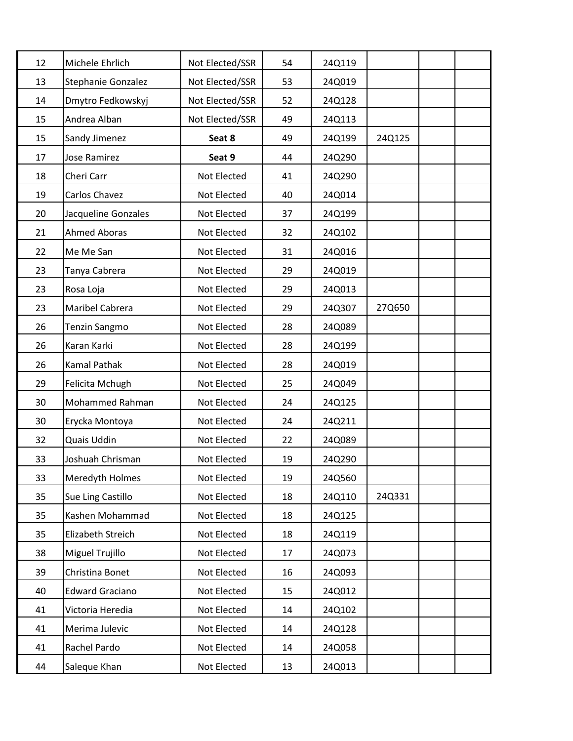| | | | | | | | |
|---|---|---|---|---|---|---|---|
| 12 | Michele Ehrlich | Not Elected/SSR | 54 | 24Q119 | | | |
| 13 | Stephanie Gonzalez | Not Elected/SSR | 53 | 24Q019 | | | |
| 14 | Dmytro Fedkowskyj | Not Elected/SSR | 52 | 24Q128 | | | |
| 15 | Andrea Alban | Not Elected/SSR | 49 | 24Q113 | | | |
| 15 | Sandy Jimenez | **Seat 8** | 49 | 24Q199 | 24Q125 | | |
| 17 | Jose Ramirez | **Seat 9** | 44 | 24Q290 | | | |
| 18 | Cheri Carr | Not Elected | 41 | 24Q290 | | | |
| 19 | Carlos Chavez | Not Elected | 40 | 24Q014 | | | |
| 20 | Jacqueline Gonzales | Not Elected | 37 | 24Q199 | | | |
| 21 | Ahmed Aboras | Not Elected | 32 | 24Q102 | | | |
| 22 | Me Me San | Not Elected | 31 | 24Q016 | | | |
| 23 | Tanya Cabrera | Not Elected | 29 | 24Q019 | | | |
| 23 | Rosa Loja | Not Elected | 29 | 24Q013 | | | |
| 23 | Maribel Cabrera | Not Elected | 29 | 24Q307 | 27Q650 | | |
| 26 | Tenzin Sangmo | Not Elected | 28 | 24Q089 | | | |
| 26 | Karan Karki | Not Elected | 28 | 24Q199 | | | |
| 26 | Kamal Pathak | Not Elected | 28 | 24Q019 | | | |
| 29 | Felicita Mchugh | Not Elected | 25 | 24Q049 | | | |
| 30 | Mohammed Rahman | Not Elected | 24 | 24Q125 | | | |
| 30 | Erycka Montoya | Not Elected | 24 | 24Q211 | | | |
| 32 | Quais Uddin | Not Elected | 22 | 24Q089 | | | |
| 33 | Joshuah Chrisman | Not Elected | 19 | 24Q290 | | | |
| 33 | Meredyth Holmes | Not Elected | 19 | 24Q560 | | | |
| 35 | Sue Ling Castillo | Not Elected | 18 | 24Q110 | 24Q331 | | |
| 35 | Kashen Mohammad | Not Elected | 18 | 24Q125 | | | |
| 35 | Elizabeth Streich | Not Elected | 18 | 24Q119 | | | |
| 38 | Miguel Trujillo | Not Elected | 17 | 24Q073 | | | |
| 39 | Christina Bonet | Not Elected | 16 | 24Q093 | | | |
| 40 | Edward Graciano | Not Elected | 15 | 24Q012 | | | |
| 41 | Victoria Heredia | Not Elected | 14 | 24Q102 | | | |
| 41 | Merima Julevic | Not Elected | 14 | 24Q128 | | | |
| 41 | Rachel Pardo | Not Elected | 14 | 24Q058 | | | |
| 44 | Saleque Khan | Not Elected | 13 | 24Q013 | | | |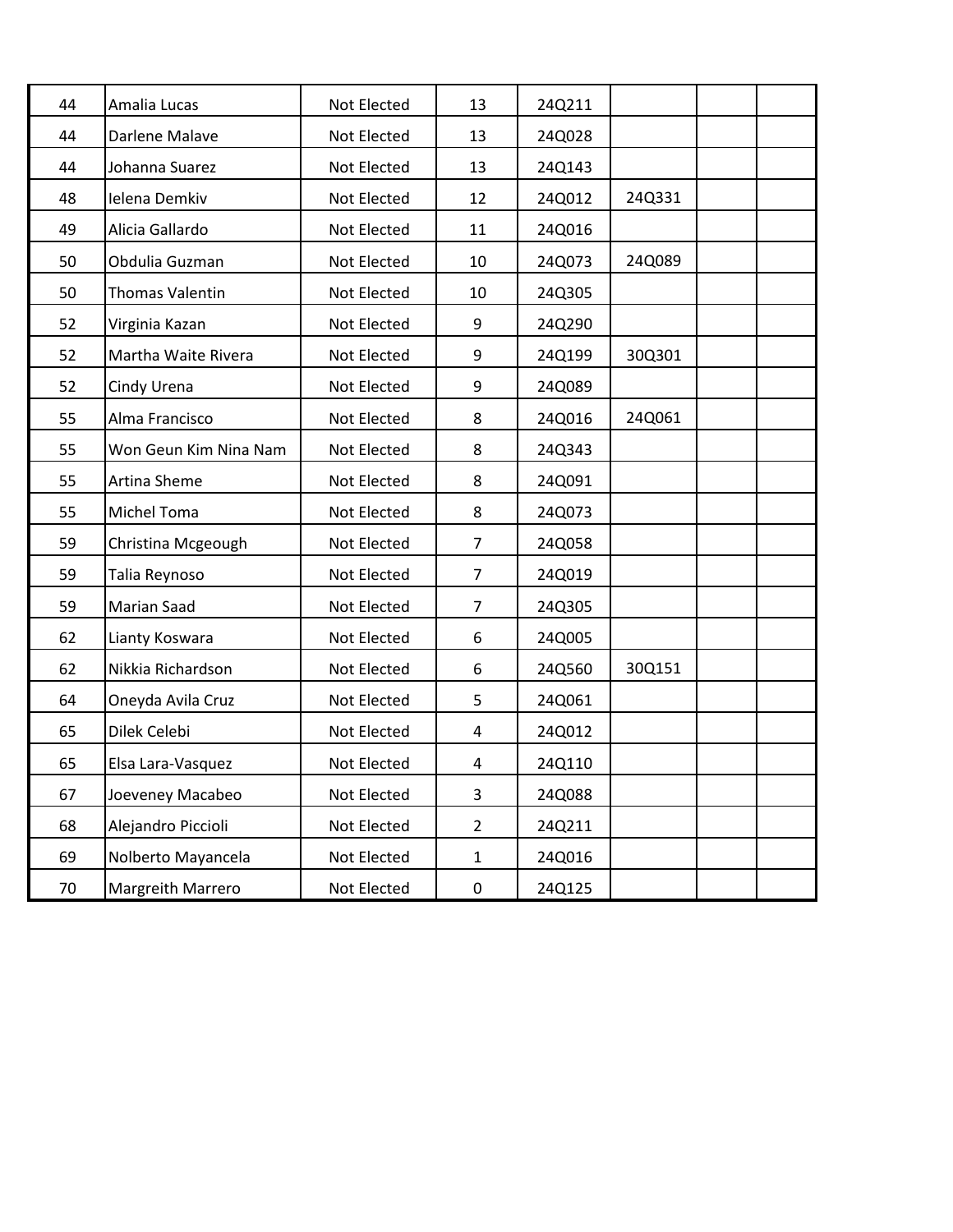| | | | | | | | |
|---|---|---|---|---|---|---|---|
| 44 | Amalia Lucas | Not Elected | 13 | 24Q211 | | | |
| 44 | Darlene Malave | Not Elected | 13 | 24Q028 | | | |
| 44 | Johanna Suarez | Not Elected | 13 | 24Q143 | | | |
| 48 | Ielena Demkiv | Not Elected | 12 | 24Q012 | 24Q331 | | |
| 49 | Alicia Gallardo | Not Elected | 11 | 24Q016 | | | |
| 50 | Obdulia Guzman | Not Elected | 10 | 24Q073 | 24Q089 | | |
| 50 | Thomas Valentin | Not Elected | 10 | 24Q305 | | | |
| 52 | Virginia Kazan | Not Elected | 9 | 24Q290 | | | |
| 52 | Martha Waite Rivera | Not Elected | 9 | 24Q199 | 30Q301 | | |
| 52 | Cindy Urena | Not Elected | 9 | 24Q089 | | | |
| 55 | Alma Francisco | Not Elected | 8 | 24Q016 | 24Q061 | | |
| 55 | Won Geun Kim Nina Nam | Not Elected | 8 | 24Q343 | | | |
| 55 | Artina Sheme | Not Elected | 8 | 24Q091 | | | |
| 55 | Michel Toma | Not Elected | 8 | 24Q073 | | | |
| 59 | Christina Mcgeough | Not Elected | 7 | 24Q058 | | | |
| 59 | Talia Reynoso | Not Elected | 7 | 24Q019 | | | |
| 59 | Marian Saad | Not Elected | 7 | 24Q305 | | | |
| 62 | Lianty Koswara | Not Elected | 6 | 24Q005 | | | |
| 62 | Nikkia Richardson | Not Elected | 6 | 24Q560 | 30Q151 | | |
| 64 | Oneyda Avila Cruz | Not Elected | 5 | 24Q061 | | | |
| 65 | Dilek Celebi | Not Elected | 4 | 24Q012 | | | |
| 65 | Elsa Lara-Vasquez | Not Elected | 4 | 24Q110 | | | |
| 67 | Joeveney Macabeo | Not Elected | 3 | 24Q088 | | | |
| 68 | Alejandro Piccioli | Not Elected | 2 | 24Q211 | | | |
| 69 | Nolberto Mayancela | Not Elected | 1 | 24Q016 | | | |
| 70 | Margreith Marrero | Not Elected | 0 | 24Q125 | | | |